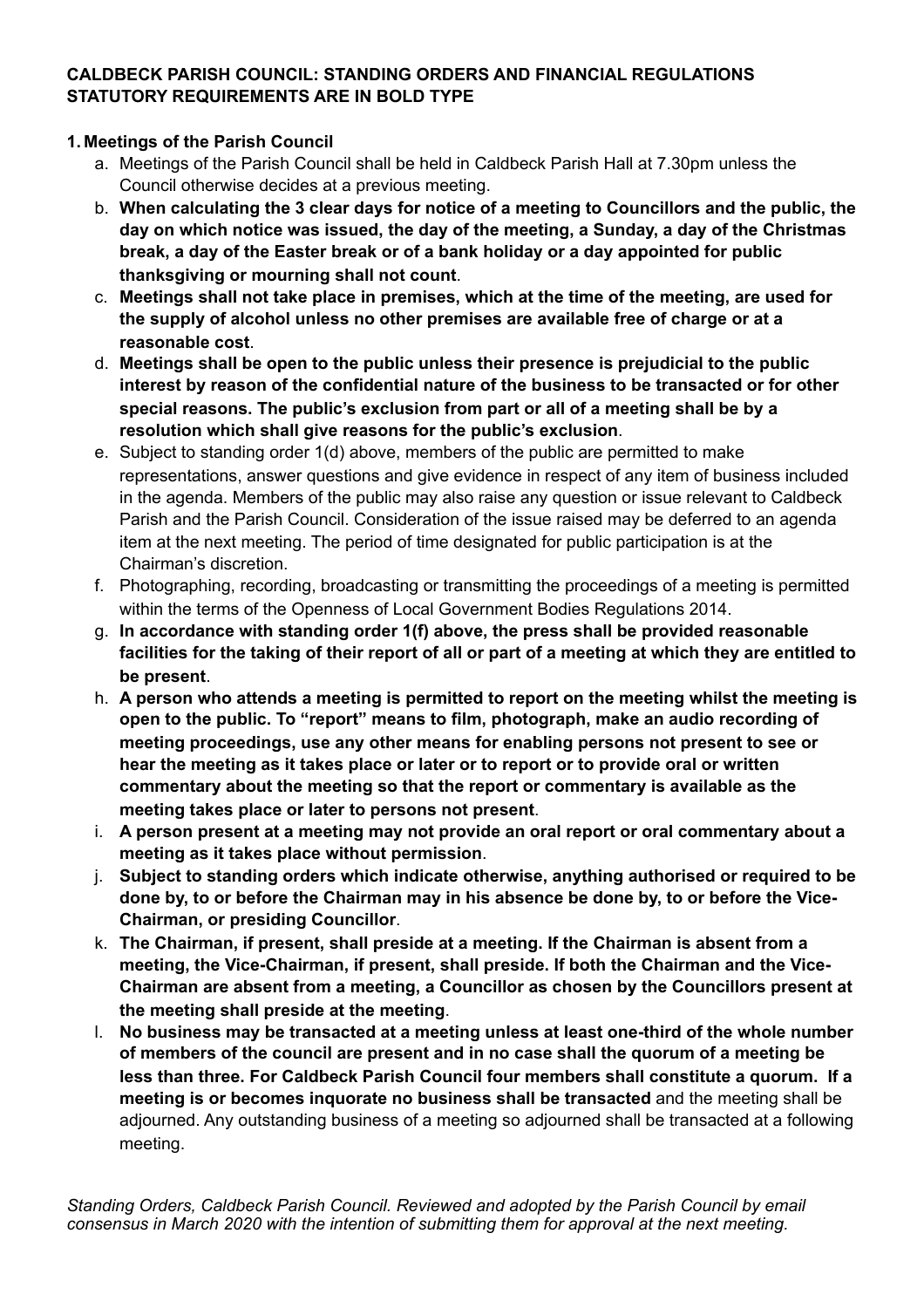**CALDBECK PARISH COUNCIL: STANDING ORDERS AND FINANCIAL REGULATIONS**
**STATUTORY REQUIREMENTS ARE IN BOLD TYPE**

## 1. Meetings of the Parish Council

a. Meetings of the Parish Council shall be held in Caldbeck Parish Hall at 7.30pm unless the Council otherwise decides at a previous meeting.

b. **When calculating the 3 clear days for notice of a meeting to Councillors and the public, the day on which notice was issued, the day of the meeting, a Sunday, a day of the Christmas break, a day of the Easter break or of a bank holiday or a day appointed for public thanksgiving or mourning shall not count**.

c. **Meetings shall not take place in premises, which at the time of the meeting, are used for the supply of alcohol unless no other premises are available free of charge or at a reasonable cost**.

d. **Meetings shall be open to the public unless their presence is prejudicial to the public interest by reason of the confidential nature of the business to be transacted or for other special reasons. The public's exclusion from part or all of a meeting shall be by a resolution which shall give reasons for the public's exclusion**.

e. Subject to standing order 1(d) above, members of the public are permitted to make representations, answer questions and give evidence in respect of any item of business included in the agenda. Members of the public may also raise any question or issue relevant to Caldbeck Parish and the Parish Council. Consideration of the issue raised may be deferred to an agenda item at the next meeting. The period of time designated for public participation is at the Chairman's discretion.

f. Photographing, recording, broadcasting or transmitting the proceedings of a meeting is permitted within the terms of the Openness of Local Government Bodies Regulations 2014.

g. **In accordance with standing order 1(f) above, the press shall be provided reasonable facilities for the taking of their report of all or part of a meeting at which they are entitled to be present**.

h. **A person who attends a meeting is permitted to report on the meeting whilst the meeting is open to the public. To "report" means to film, photograph, make an audio recording of meeting proceedings, use any other means for enabling persons not present to see or hear the meeting as it takes place or later or to report or to provide oral or written commentary about the meeting so that the report or commentary is available as the meeting takes place or later to persons not present**.

i. **A person present at a meeting may not provide an oral report or oral commentary about a meeting as it takes place without permission**.

j. **Subject to standing orders which indicate otherwise, anything authorised or required to be done by, to or before the Chairman may in his absence be done by, to or before the Vice-Chairman, or presiding Councillor**.

k. **The Chairman, if present, shall preside at a meeting. If the Chairman is absent from a meeting, the Vice-Chairman, if present, shall preside. If both the Chairman and the Vice-Chairman are absent from a meeting, a Councillor as chosen by the Councillors present at the meeting shall preside at the meeting**.

l. **No business may be transacted at a meeting unless at least one-third of the whole number of members of the council are present and in no case shall the quorum of a meeting be less than three. For Caldbeck Parish Council four members shall constitute a quorum. If a meeting is or becomes inquorate no business shall be transacted** and the meeting shall be adjourned. Any outstanding business of a meeting so adjourned shall be transacted at a following meeting.

*Standing Orders, Caldbeck Parish Council. Reviewed and adopted by the Parish Council by email consensus in March 2020 with the intention of submitting them for approval at the next meeting.*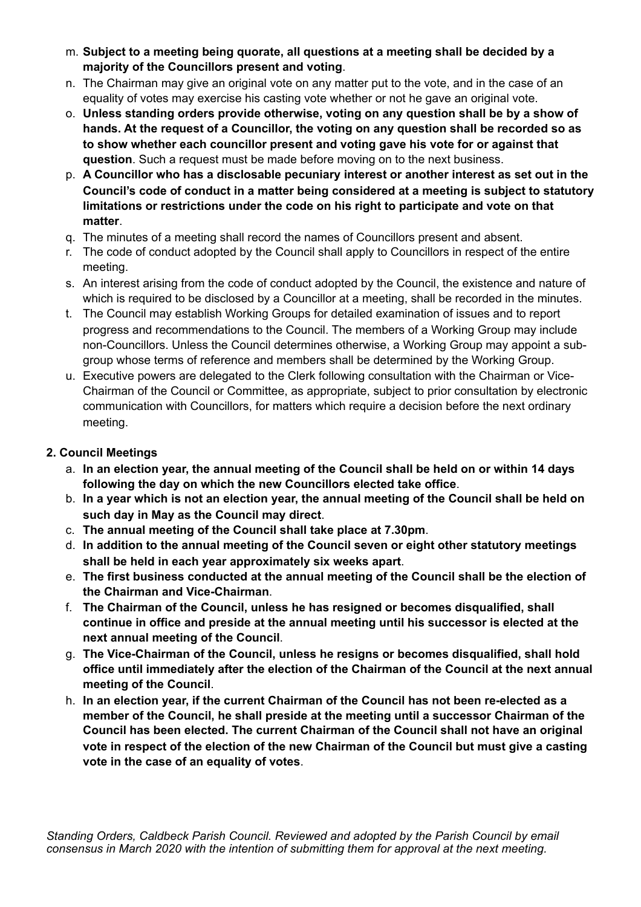m. **Subject to a meeting being quorate, all questions at a meeting shall be decided by a majority of the Councillors present and voting**.

n. The Chairman may give an original vote on any matter put to the vote, and in the case of an equality of votes may exercise his casting vote whether or not he gave an original vote.

o. **Unless standing orders provide otherwise, voting on any question shall be by a show of hands. At the request of a Councillor, the voting on any question shall be recorded so as to show whether each councillor present and voting gave his vote for or against that question**. Such a request must be made before moving on to the next business.

p. **A Councillor who has a disclosable pecuniary interest or another interest as set out in the Council's code of conduct in a matter being considered at a meeting is subject to statutory limitations or restrictions under the code on his right to participate and vote on that matter**.

q. The minutes of a meeting shall record the names of Councillors present and absent.

r. The code of conduct adopted by the Council shall apply to Councillors in respect of the entire meeting.

s. An interest arising from the code of conduct adopted by the Council, the existence and nature of which is required to be disclosed by a Councillor at a meeting, shall be recorded in the minutes.

t. The Council may establish Working Groups for detailed examination of issues and to report progress and recommendations to the Council. The members of a Working Group may include non-Councillors. Unless the Council determines otherwise, a Working Group may appoint a sub-group whose terms of reference and members shall be determined by the Working Group.

u. Executive powers are delegated to the Clerk following consultation with the Chairman or Vice-Chairman of the Council or Committee, as appropriate, subject to prior consultation by electronic communication with Councillors, for matters which require a decision before the next ordinary meeting.

**2. Council Meetings**

a. **In an election year, the annual meeting of the Council shall be held on or within 14 days following the day on which the new Councillors elected take office**.

b. **In a year which is not an election year, the annual meeting of the Council shall be held on such day in May as the Council may direct**.

c. **The annual meeting of the Council shall take place at 7.30pm**.

d. **In addition to the annual meeting of the Council seven or eight other statutory meetings shall be held in each year approximately six weeks apart**.

e. **The first business conducted at the annual meeting of the Council shall be the election of the Chairman and Vice-Chairman**.

f. **The Chairman of the Council, unless he has resigned or becomes disqualified, shall continue in office and preside at the annual meeting until his successor is elected at the next annual meeting of the Council**.

g. **The Vice-Chairman of the Council, unless he resigns or becomes disqualified, shall hold office until immediately after the election of the Chairman of the Council at the next annual meeting of the Council**.

h. **In an election year, if the current Chairman of the Council has not been re-elected as a member of the Council, he shall preside at the meeting until a successor Chairman of the Council has been elected. The current Chairman of the Council shall not have an original vote in respect of the election of the new Chairman of the Council but must give a casting vote in the case of an equality of votes**.

*Standing Orders, Caldbeck Parish Council. Reviewed and adopted by the Parish Council by email consensus in March 2020 with the intention of submitting them for approval at the next meeting.*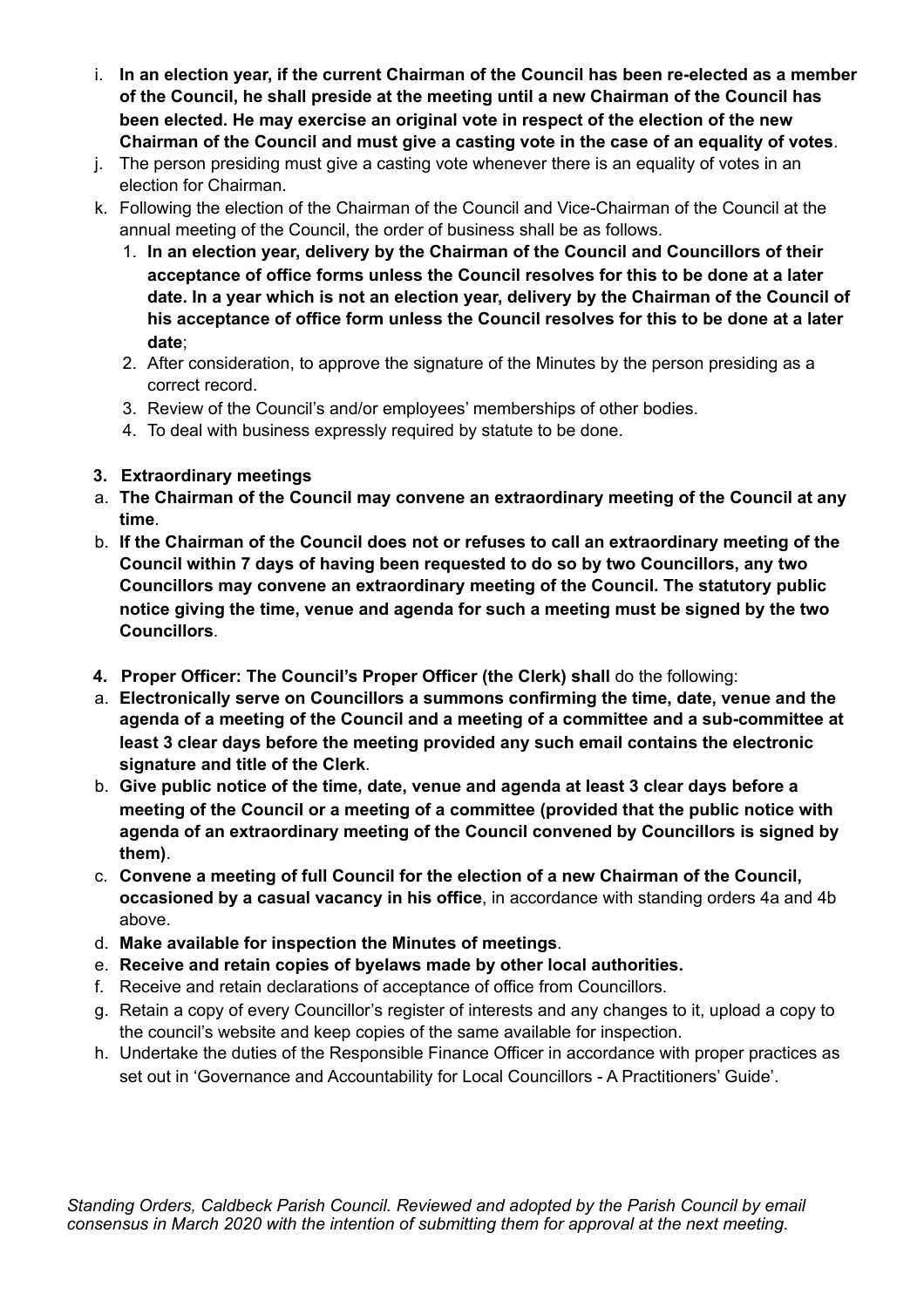i. **In an election year, if the current Chairman of the Council has been re-elected as a member of the Council, he shall preside at the meeting until a new Chairman of the Council has been elected. He may exercise an original vote in respect of the election of the new Chairman of the Council and must give a casting vote in the case of an equality of votes**.

j. The person presiding must give a casting vote whenever there is an equality of votes in an election for Chairman.

k. Following the election of the Chairman of the Council and Vice-Chairman of the Council at the annual meeting of the Council, the order of business shall be as follows.

1. **In an election year, delivery by the Chairman of the Council and Councillors of their acceptance of office forms unless the Council resolves for this to be done at a later date. In a year which is not an election year, delivery by the Chairman of the Council of his acceptance of office form unless the Council resolves for this to be done at a later date**;
2. After consideration, to approve the signature of the Minutes by the person presiding as a correct record.
3. Review of the Council's and/or employees' memberships of other bodies.
4. To deal with business expressly required by statute to be done.

**3. Extraordinary meetings**

a. **The Chairman of the Council may convene an extraordinary meeting of the Council at any time**.

b. **If the Chairman of the Council does not or refuses to call an extraordinary meeting of the Council within 7 days of having been requested to do so by two Councillors, any two Councillors may convene an extraordinary meeting of the Council. The statutory public notice giving the time, venue and agenda for such a meeting must be signed by the two Councillors**.

**4. Proper Officer: The Council's Proper Officer (the Clerk) shall** do the following:

a. **Electronically serve on Councillors a summons confirming the time, date, venue and the agenda of a meeting of the Council and a meeting of a committee and a sub-committee at least 3 clear days before the meeting provided any such email contains the electronic signature and title of the Clerk**.

b. **Give public notice of the time, date, venue and agenda at least 3 clear days before a meeting of the Council or a meeting of a committee (provided that the public notice with agenda of an extraordinary meeting of the Council convened by Councillors is signed by them)**.

c. **Convene a meeting of full Council for the election of a new Chairman of the Council, occasioned by a casual vacancy in his office**, in accordance with standing orders 4a and 4b above.

d. **Make available for inspection the Minutes of meetings**.

e. **Receive and retain copies of byelaws made by other local authorities.**

f. Receive and retain declarations of acceptance of office from Councillors.

g. Retain a copy of every Councillor's register of interests and any changes to it, upload a copy to the council's website and keep copies of the same available for inspection.

h. Undertake the duties of the Responsible Finance Officer in accordance with proper practices as set out in 'Governance and Accountability for Local Councillors - A Practitioners' Guide'.

*Standing Orders, Caldbeck Parish Council. Reviewed and adopted by the Parish Council by email consensus in March 2020 with the intention of submitting them for approval at the next meeting.*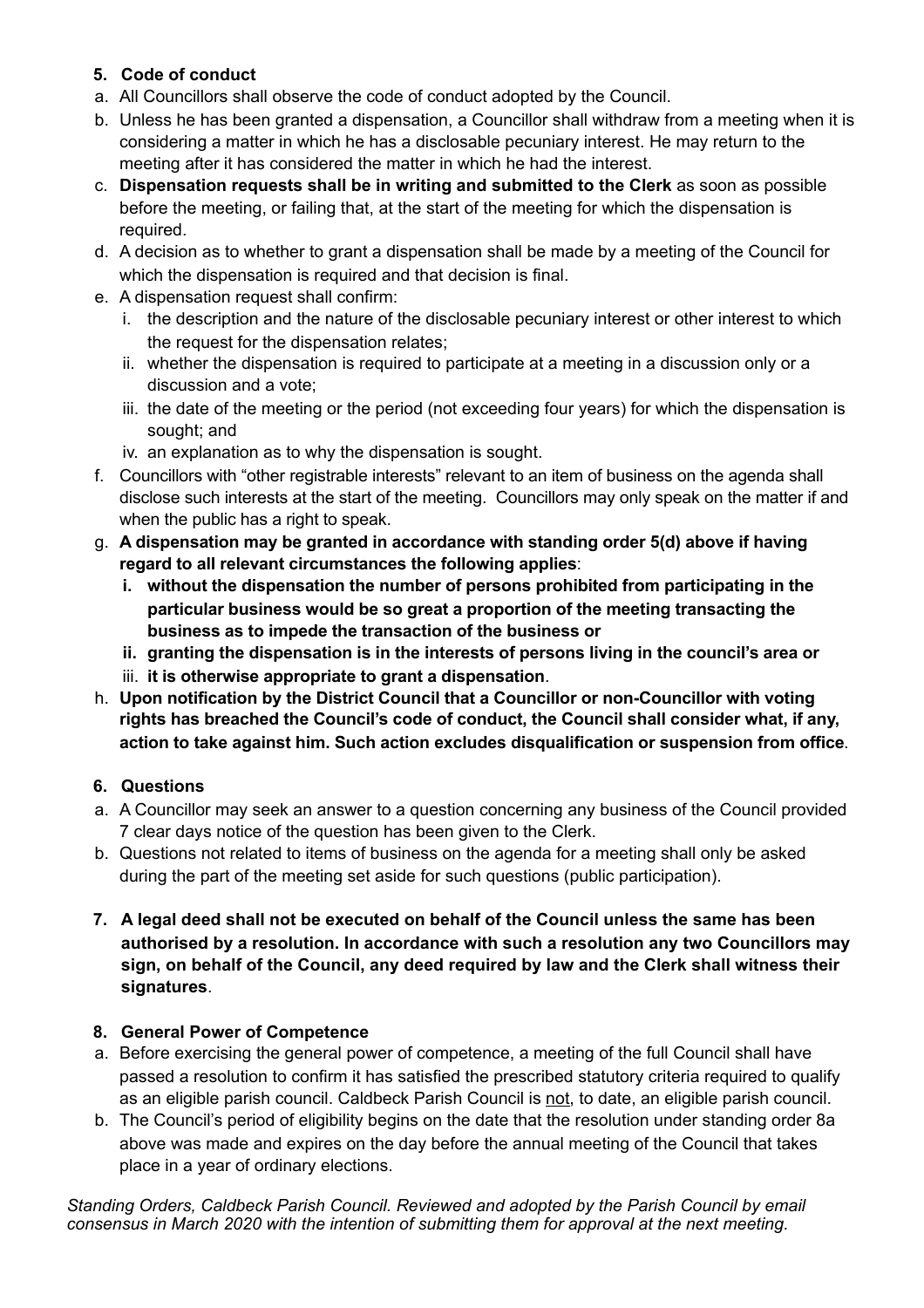## 5. Code of conduct

a. All Councillors shall observe the code of conduct adopted by the Council.

b. Unless he has been granted a dispensation, a Councillor shall withdraw from a meeting when it is considering a matter in which he has a disclosable pecuniary interest. He may return to the meeting after it has considered the matter in which he had the interest.

c. **Dispensation requests shall be in writing and submitted to the Clerk** as soon as possible before the meeting, or failing that, at the start of the meeting for which the dispensation is required.

d. A decision as to whether to grant a dispensation shall be made by a meeting of the Council for which the dispensation is required and that decision is final.

e. A dispensation request shall confirm:

   i. the description and the nature of the disclosable pecuniary interest or other interest to which the request for the dispensation relates;

   ii. whether the dispensation is required to participate at a meeting in a discussion only or a discussion and a vote;

   iii. the date of the meeting or the period (not exceeding four years) for which the dispensation is sought; and

   iv. an explanation as to why the dispensation is sought.

f. Councillors with "other registrable interests" relevant to an item of business on the agenda shall disclose such interests at the start of the meeting. Councillors may only speak on the matter if and when the public has a right to speak.

g. **A dispensation may be granted in accordance with standing order 5(d) above if having regard to all relevant circumstances the following applies**:

   **i. without the dispensation the number of persons prohibited from participating in the particular business would be so great a proportion of the meeting transacting the business as to impede the transaction of the business or**

   **ii. granting the dispensation is in the interests of persons living in the council's area or**

   iii. **it is otherwise appropriate to grant a dispensation**.

h. **Upon notification by the District Council that a Councillor or non-Councillor with voting rights has breached the Council's code of conduct, the Council shall consider what, if any, action to take against him. Such action excludes disqualification or suspension from office**.

## 6. Questions

a. A Councillor may seek an answer to a question concerning any business of the Council provided 7 clear days notice of the question has been given to the Clerk.

b. Questions not related to items of business on the agenda for a meeting shall only be asked during the part of the meeting set aside for such questions (public participation).

**7. A legal deed shall not be executed on behalf of the Council unless the same has been authorised by a resolution. In accordance with such a resolution any two Councillors may sign, on behalf of the Council, any deed required by law and the Clerk shall witness their signatures**.

## 8. General Power of Competence

a. Before exercising the general power of competence, a meeting of the full Council shall have passed a resolution to confirm it has satisfied the prescribed statutory criteria required to qualify as an eligible parish council. Caldbeck Parish Council is <u>not</u>, to date, an eligible parish council.

b. The Council's period of eligibility begins on the date that the resolution under standing order 8a above was made and expires on the day before the annual meeting of the Council that takes place in a year of ordinary elections.

*Standing Orders, Caldbeck Parish Council. Reviewed and adopted by the Parish Council by email consensus in March 2020 with the intention of submitting them for approval at the next meeting.*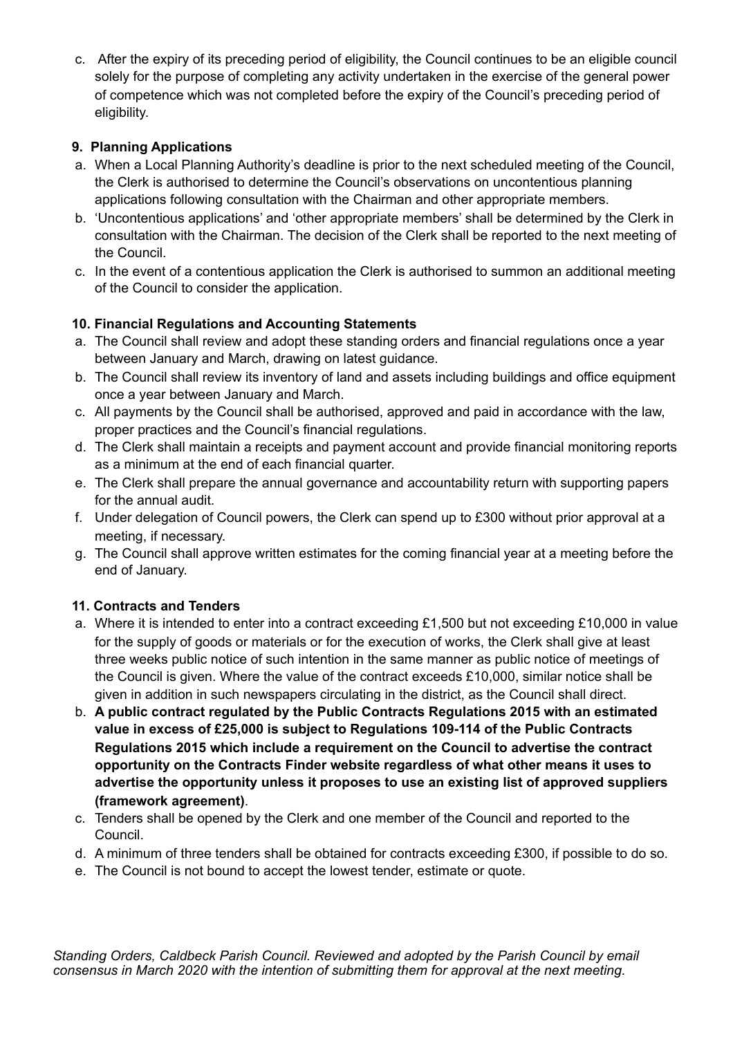c. After the expiry of its preceding period of eligibility, the Council continues to be an eligible council solely for the purpose of completing any activity undertaken in the exercise of the general power of competence which was not completed before the expiry of the Council's preceding period of eligibility.

**9. Planning Applications**

a. When a Local Planning Authority's deadline is prior to the next scheduled meeting of the Council, the Clerk is authorised to determine the Council's observations on uncontentious planning applications following consultation with the Chairman and other appropriate members.
b. 'Uncontentious applications' and 'other appropriate members' shall be determined by the Clerk in consultation with the Chairman. The decision of the Clerk shall be reported to the next meeting of the Council.
c. In the event of a contentious application the Clerk is authorised to summon an additional meeting of the Council to consider the application.

**10. Financial Regulations and Accounting Statements**

a. The Council shall review and adopt these standing orders and financial regulations once a year between January and March, drawing on latest guidance.
b. The Council shall review its inventory of land and assets including buildings and office equipment once a year between January and March.
c. All payments by the Council shall be authorised, approved and paid in accordance with the law, proper practices and the Council's financial regulations.
d. The Clerk shall maintain a receipts and payment account and provide financial monitoring reports as a minimum at the end of each financial quarter.
e. The Clerk shall prepare the annual governance and accountability return with supporting papers for the annual audit.
f. Under delegation of Council powers, the Clerk can spend up to £300 without prior approval at a meeting, if necessary.
g. The Council shall approve written estimates for the coming financial year at a meeting before the end of January.

**11. Contracts and Tenders**

a. Where it is intended to enter into a contract exceeding £1,500 but not exceeding £10,000 in value for the supply of goods or materials or for the execution of works, the Clerk shall give at least three weeks public notice of such intention in the same manner as public notice of meetings of the Council is given. Where the value of the contract exceeds £10,000, similar notice shall be given in addition in such newspapers circulating in the district, as the Council shall direct.
b. **A public contract regulated by the Public Contracts Regulations 2015 with an estimated value in excess of £25,000 is subject to Regulations 109-114 of the Public Contracts Regulations 2015 which include a requirement on the Council to advertise the contract opportunity on the Contracts Finder website regardless of what other means it uses to advertise the opportunity unless it proposes to use an existing list of approved suppliers (framework agreement)**.
c. Tenders shall be opened by the Clerk and one member of the Council and reported to the Council.
d. A minimum of three tenders shall be obtained for contracts exceeding £300, if possible to do so.
e. The Council is not bound to accept the lowest tender, estimate or quote.

*Standing Orders, Caldbeck Parish Council. Reviewed and adopted by the Parish Council by email consensus in March 2020 with the intention of submitting them for approval at the next meeting.*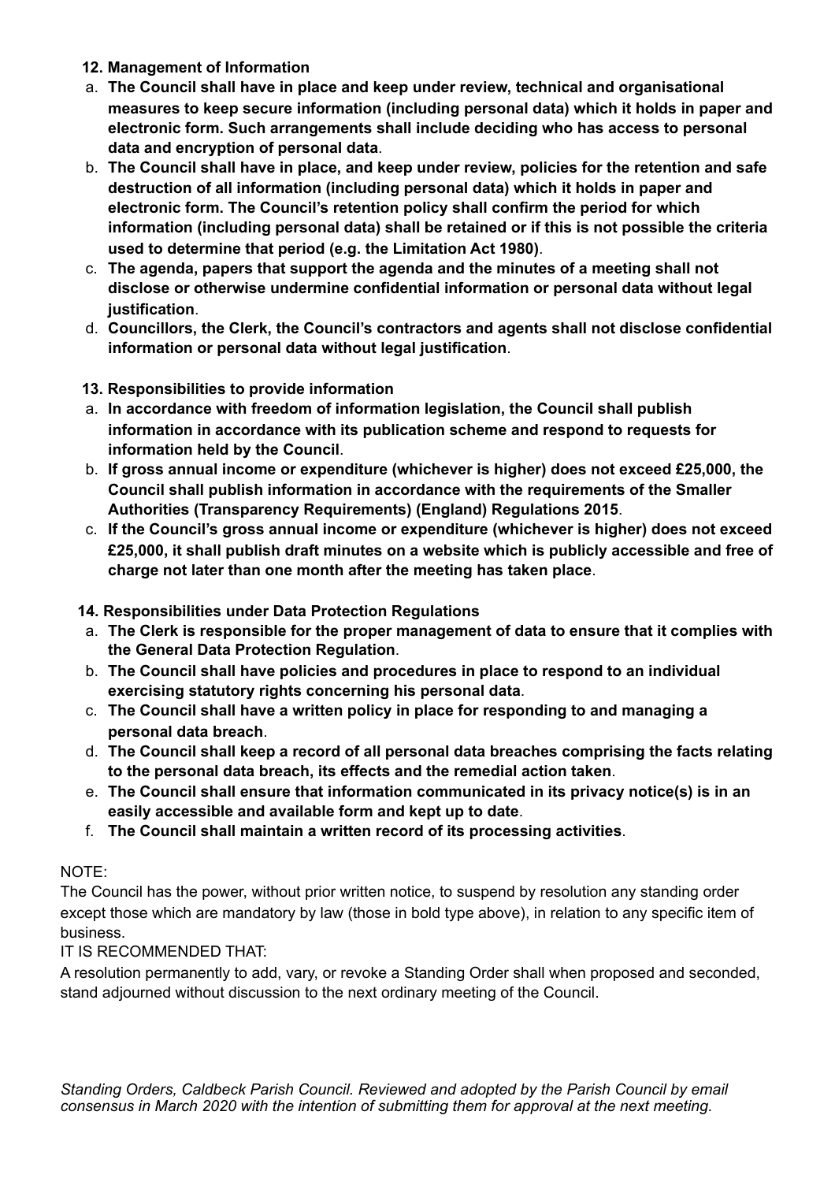**12. Management of Information**

a. **The Council shall have in place and keep under review, technical and organisational measures to keep secure information (including personal data) which it holds in paper and electronic form. Such arrangements shall include deciding who has access to personal data and encryption of personal data**.

b. **The Council shall have in place, and keep under review, policies for the retention and safe destruction of all information (including personal data) which it holds in paper and electronic form. The Council's retention policy shall confirm the period for which information (including personal data) shall be retained or if this is not possible the criteria used to determine that period (e.g. the Limitation Act 1980)**.

c. **The agenda, papers that support the agenda and the minutes of a meeting shall not disclose or otherwise undermine confidential information or personal data without legal justification**.

d. **Councillors, the Clerk, the Council's contractors and agents shall not disclose confidential information or personal data without legal justification**.

**13. Responsibilities to provide information**

a. **In accordance with freedom of information legislation, the Council shall publish information in accordance with its publication scheme and respond to requests for information held by the Council**.

b. **If gross annual income or expenditure (whichever is higher) does not exceed £25,000, the Council shall publish information in accordance with the requirements of the Smaller Authorities (Transparency Requirements) (England) Regulations 2015**.

c. **If the Council's gross annual income or expenditure (whichever is higher) does not exceed £25,000, it shall publish draft minutes on a website which is publicly accessible and free of charge not later than one month after the meeting has taken place**.

**14. Responsibilities under Data Protection Regulations**

a. **The Clerk is responsible for the proper management of data to ensure that it complies with the General Data Protection Regulation**.

b. **The Council shall have policies and procedures in place to respond to an individual exercising statutory rights concerning his personal data**.

c. **The Council shall have a written policy in place for responding to and managing a personal data breach**.

d. **The Council shall keep a record of all personal data breaches comprising the facts relating to the personal data breach, its effects and the remedial action taken**.

e. **The Council shall ensure that information communicated in its privacy notice(s) is in an easily accessible and available form and kept up to date**.

f. **The Council shall maintain a written record of its processing activities**.

NOTE:

The Council has the power, without prior written notice, to suspend by resolution any standing order except those which are mandatory by law (those in bold type above), in relation to any specific item of business.

IT IS RECOMMENDED THAT:

A resolution permanently to add, vary, or revoke a Standing Order shall when proposed and seconded, stand adjourned without discussion to the next ordinary meeting of the Council.

*Standing Orders, Caldbeck Parish Council. Reviewed and adopted by the Parish Council by email consensus in March 2020 with the intention of submitting them for approval at the next meeting.*